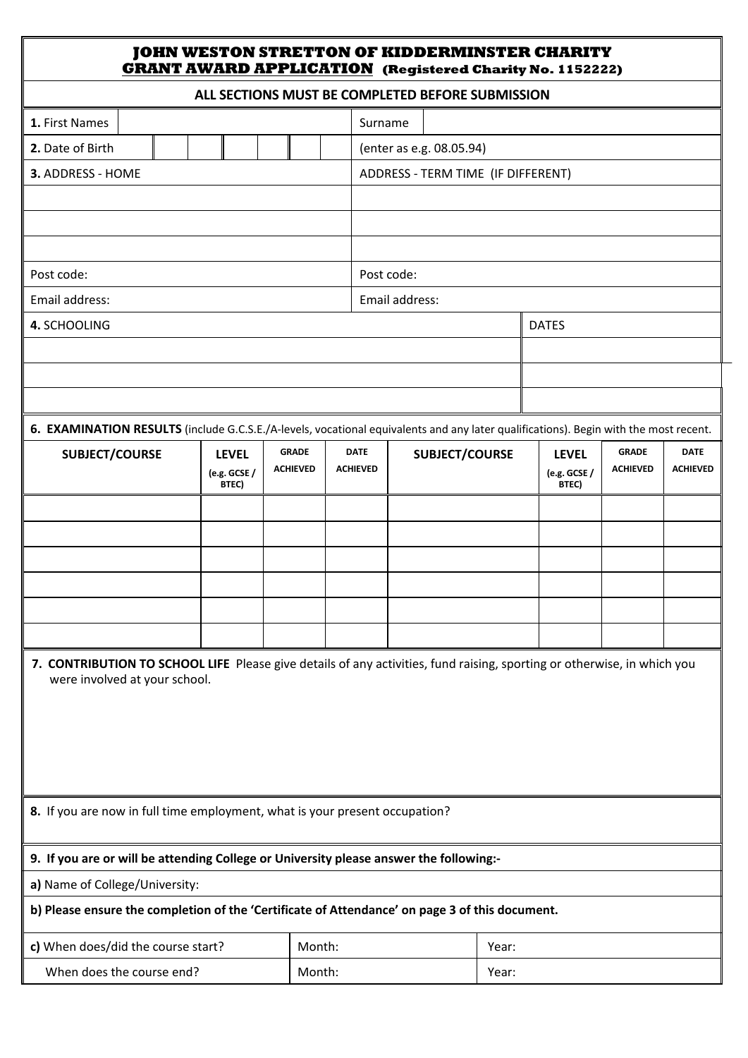# JOHN WESTON STRETTON OF KIDDERMINSTER CHARITY

## GRANT AWARD APPLICATION (Registered Charity No. 1152222)

**ALL SECTIONS MUST BE COMPLETED BEFORE SUBMISSION**

| **1.** First Names | | Surname | |
|---|---|---|---|
| **2.** Date of Birth | | (enter as e.g. 08.05.94) | |

| **3.** ADDRESS - HOME | ADDRESS - TERM TIME (IF DIFFERENT) |
|---|---|
| | |
| | |
| | |
| Post code: | Post code: |
| Email address: | Email address: |

| **4.** SCHOOLING | DATES |
|---|---|
| | |
| | |
| | |

**6. EXAMINATION RESULTS** (include G.C.S.E./A-levels, vocational equivalents and any later qualifications). Begin with the most recent.

| SUBJECT/COURSE | LEVEL (e.g. GCSE / BTEC) | GRADE ACHIEVED | DATE ACHIEVED | SUBJECT/COURSE | LEVEL (e.g. GCSE / BTEC) | GRADE ACHIEVED | DATE ACHIEVED |
|---|---|---|---|---|---|---|---|
| | | | | | | | |
| | | | | | | | |
| | | | | | | | |
| | | | | | | | |
| | | | | | | | |
| | | | | | | | |

**7. CONTRIBUTION TO SCHOOL LIFE** Please give details of any activities, fund raising, sporting or otherwise, in which you were involved at your school.

**8.** If you are now in full time employment, what is your present occupation?

**9. If you are or will be attending College or University please answer the following:-**

**a)** Name of College/University:

**b) Please ensure the completion of the 'Certificate of Attendance' on page 3 of this document.**

| **c)** When does/did the course start? | Month: | Year: |
|---|---|---|
| When does the course end? | Month: | Year: |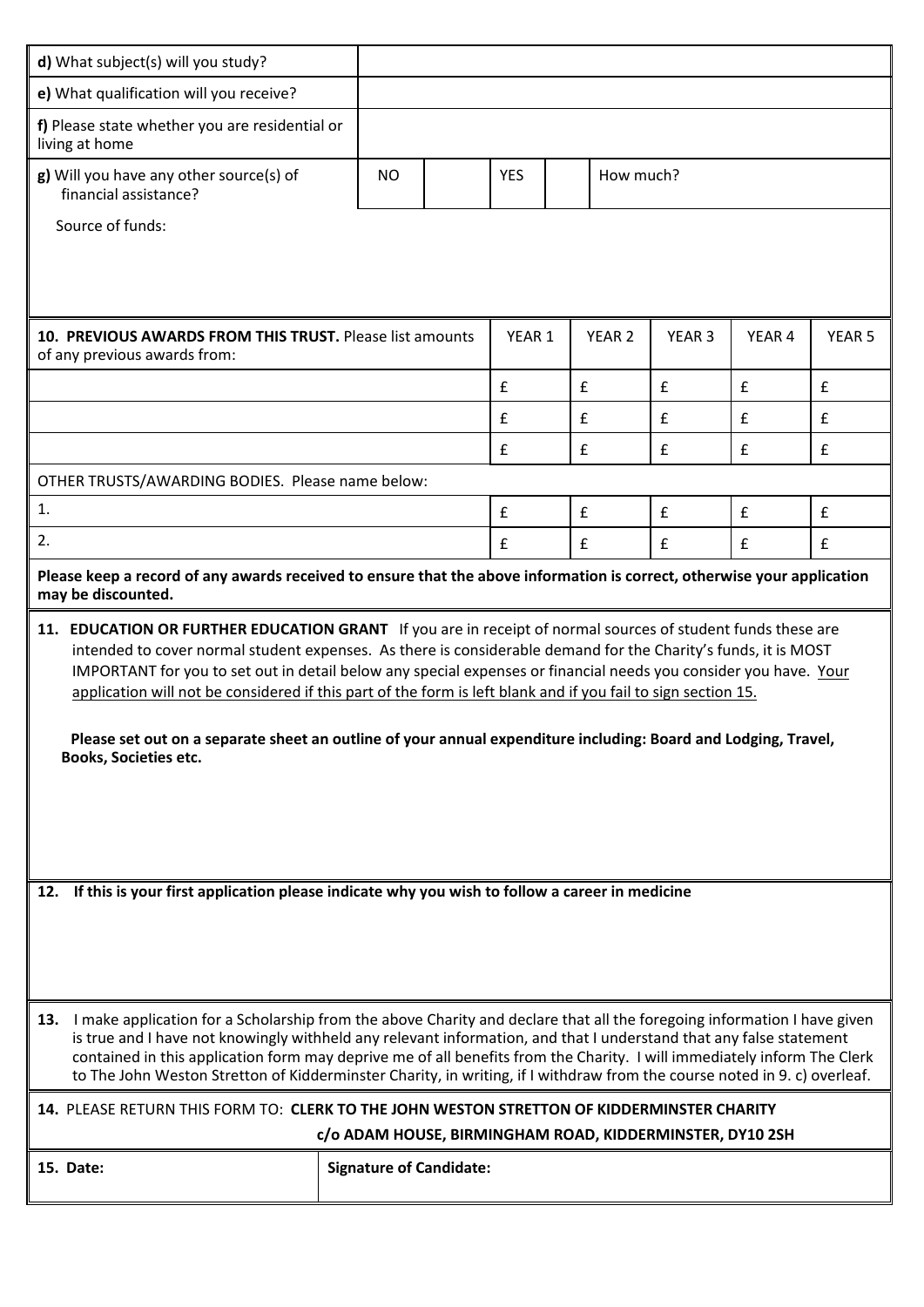| | |
|---|---|
| **d)** What subject(s) will you study? | |
| **e)** What qualification will you receive? | |
| **f)** Please state whether you are residential or living at home | |

| | | | | | |
|---|---|---|---|---|---|
| **g)** Will you have any other source(s) of financial assistance? | NO | | YES | | How much? |

Source of funds:

| **10. PREVIOUS AWARDS FROM THIS TRUST.** Please list amounts of any previous awards from: | YEAR 1 | YEAR 2 | YEAR 3 | YEAR 4 | YEAR 5 |
|---|---|---|---|---|---|
| | £ | £ | £ | £ | £ |
| | £ | £ | £ | £ | £ |
| | £ | £ | £ | £ | £ |
| OTHER TRUSTS/AWARDING BODIES. Please name below: | | | | | |
| 1. | £ | £ | £ | £ | £ |
| 2. | £ | £ | £ | £ | £ |

**Please keep a record of any awards received to ensure that the above information is correct, otherwise your application may be discounted.**

**11. EDUCATION OR FURTHER EDUCATION GRANT** If you are in receipt of normal sources of student funds these are intended to cover normal student expenses. As there is considerable demand for the Charity's funds, it is MOST IMPORTANT for you to set out in detail below any special expenses or financial needs you consider you have. Your application will not be considered if this part of the form is left blank and if you fail to sign section 15.

**Please set out on a separate sheet an outline of your annual expenditure including: Board and Lodging, Travel, Books, Societies etc.**

**12. If this is your first application please indicate why you wish to follow a career in medicine**

**13.** I make application for a Scholarship from the above Charity and declare that all the foregoing information I have given is true and I have not knowingly withheld any relevant information, and that I understand that any false statement contained in this application form may deprive me of all benefits from the Charity. I will immediately inform The Clerk to The John Weston Stretton of Kidderminster Charity, in writing, if I withdraw from the course noted in 9. c) overleaf.

**14.** PLEASE RETURN THIS FORM TO: **CLERK TO THE JOHN WESTON STRETTON OF KIDDERMINSTER CHARITY c/o ADAM HOUSE, BIRMINGHAM ROAD, KIDDERMINSTER, DY10 2SH**

| **15. Date:** | **Signature of Candidate:** |
|---|---|
| | |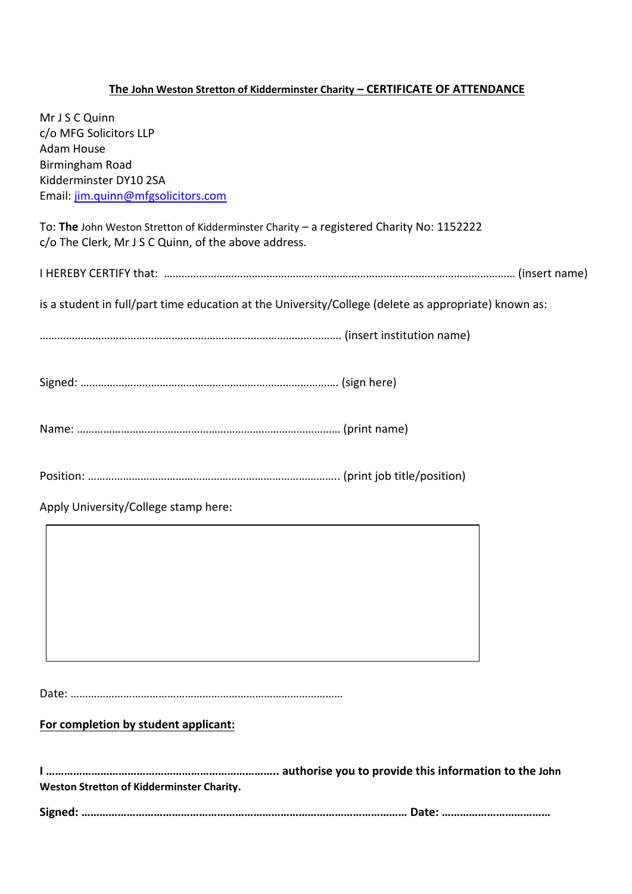**The John Weston Stretton of Kidderminster Charity – CERTIFICATE OF ATTENDANCE**

Mr J S C Quinn
c/o MFG Solicitors LLP
Adam House
Birmingham Road
Kidderminster DY10 2SA
Email: jim.quinn@mfgsolicitors.com

To: **The** John Weston Stretton of Kidderminster Charity – a registered Charity No: 1152222
c/o The Clerk, Mr J S C Quinn, of the above address.

I HEREBY CERTIFY that: ………………………………………………………………………………………………………… (insert name)

is a student in full/part time education at the University/College (delete as appropriate) known as:

…………………………………………………………………………………………. (insert institution name)

Signed: …………………………………………………………………………. (sign here)

Name: ……………………………………………………………………………. (print name)

Position: ………………………………………………………………………….. (print job title/position)

Apply University/College stamp here:

Date: ……………………………………………………………………………….

**For completion by student applicant:**

**I ………………………………………………………………….. authorise you to provide this information to the John Weston Stretton of Kidderminster Charity.**

**Signed: ……………………………………………………………………………………………… Date: ………………………………**